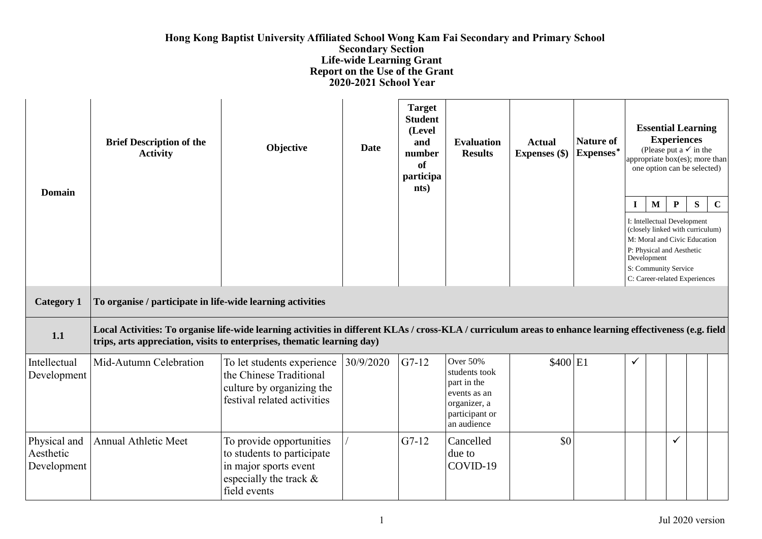**Hong Kong Baptist University Affiliated School Wong Kam Fai Secondary and Primary School**
**Secondary Section**
**Life-wide Learning Grant**
**Report on the Use of the Grant**
**2020-2021 School Year**

| Domain | Brief Description of the Activity | Objective | Date | Target Student (Level and number of participants) | Evaluation Results | Actual Expenses ($) | Nature of Expenses* | Essential Learning Experiences (Please put a ✓ in the appropriate box(es); more than one option can be selected) | | | | |
|---|---|---|---|---|---|---|---|---|---|---|---|---|
| | | | | | | | | I | M | P | S | C |
| | | | | | | | | I: Intellectual Development (closely linked with curriculum)<br>M: Moral and Civic Education<br>P: Physical and Aesthetic Development<br>S: Community Service<br>C: Career-related Experiences | | | | |
| **Category 1** | **To organise / participate in life-wide learning activities** | | | | | | | | | | | |
| **1.1** | **Local Activities: To organise life-wide learning activities in different KLAs / cross-KLA / curriculum areas to enhance learning effectiveness (e.g. field trips, arts appreciation, visits to enterprises, thematic learning day)** | | | | | | | | | | | |
| Intellectual Development | Mid-Autumn Celebration | To let students experience the Chinese Traditional culture by organizing the festival related activities | 30/9/2020 | G7-12 | Over 50% students took part in the events as an organizer, a participant or an audience | $400 | E1 | ✓ | | | | |
| Physical and Aesthetic Development | Annual Athletic Meet | To provide opportunities to students to participate in major sports event especially the track & field events | / | G7-12 | Cancelled due to COVID-19 | $0 | | | | ✓ | | |

Jul 2020 version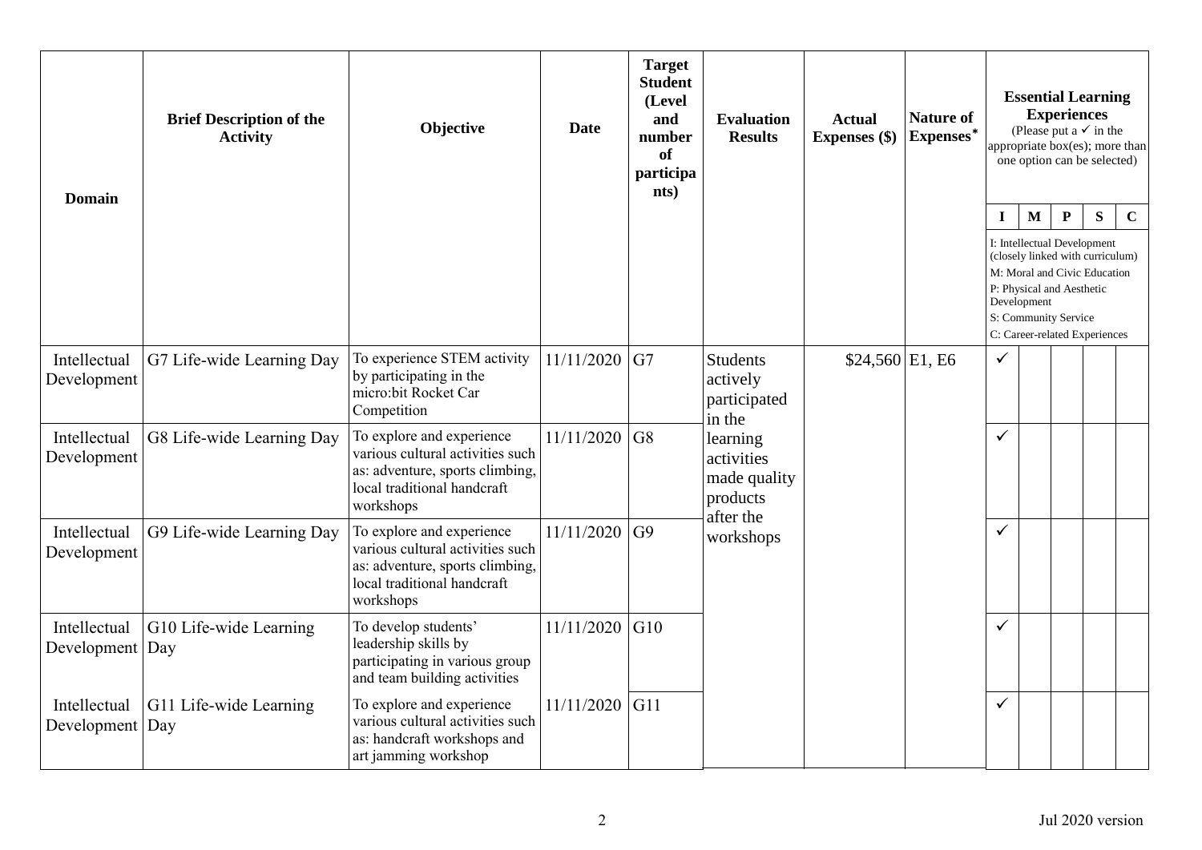| Domain | Brief Description of the Activity | Objective | Date | Target Student (Level and number of participants) | Evaluation Results | Actual Expenses ($) | Nature of Expenses* | Essential Learning Experiences (Please put a ✓ in the appropriate box(es); more than one option can be selected) | | | | |
|---|---|---|---|---|---|---|---|---|---|---|---|---|
| | | | | | | | | I | M | P | S | C |
| | | | | | | | | I: Intellectual Development (closely linked with curriculum)<br>M: Moral and Civic Education<br>P: Physical and Aesthetic Development<br>S: Community Service<br>C: Career-related Experiences | | | | |
| Intellectual Development | G7 Life-wide Learning Day | To experience STEM activity by participating in the micro:bit Rocket Car Competition | 11/11/2020 | G7 | Students actively participated in the learning activities made quality products after the workshops | $24,560 | E1, E6 | ✓ | | | | |
| Intellectual Development | G8 Life-wide Learning Day | To explore and experience various cultural activities such as: adventure, sports climbing, local traditional handcraft workshops | 11/11/2020 | G8 | | | | ✓ | | | | |
| Intellectual Development | G9 Life-wide Learning Day | To explore and experience various cultural activities such as: adventure, sports climbing, local traditional handcraft workshops | 11/11/2020 | G9 | | | | ✓ | | | | |
| Intellectual Development | G10 Life-wide Learning Day | To develop students' leadership skills by participating in various group and team building activities | 11/11/2020 | G10 | | | | ✓ | | | | |
| Intellectual Development | G11 Life-wide Learning Day | To explore and experience various cultural activities such as: handcraft workshops and art jamming workshop | 11/11/2020 | G11 | | | | ✓ | | | | |

Jul 2020 version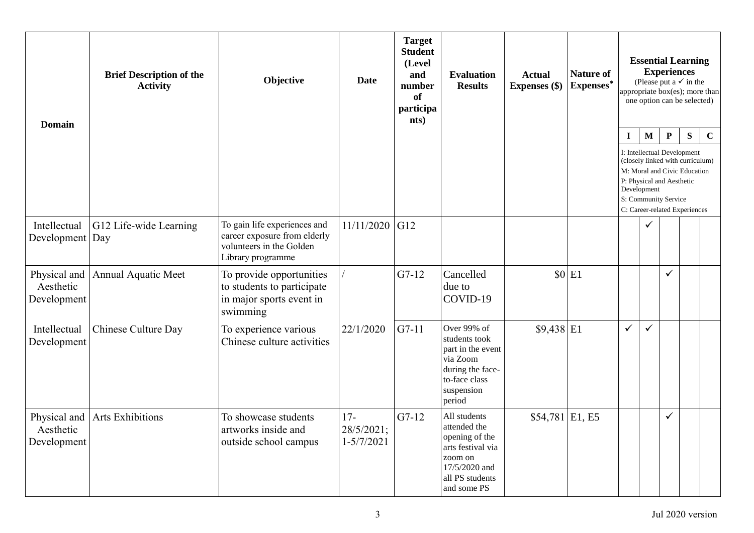| Domain | Brief Description of the Activity | Objective | Date | Target Student (Level and number of participants) | Evaluation Results | Actual Expenses ($) | Nature of Expenses* | Essential Learning Experiences (Please put a ✓ in the appropriate box(es); more than one option can be selected) | | | | |
|---|---|---|---|---|---|---|---|---|---|---|---|---|
| | | | | | | | | I | M | P | S | C |
| | | | | | | | | I: Intellectual Development (closely linked with curriculum) M: Moral and Civic Education P: Physical and Aesthetic Development S: Community Service C: Career-related Experiences | | | | |
| Intellectual Development | G12 Life-wide Learning Day | To gain life experiences and career exposure from elderly volunteers in the Golden Library programme | 11/11/2020 | G12 | | | | | ✓ | | | |
| Physical and Aesthetic Development | Annual Aquatic Meet | To provide opportunities to students to participate in major sports event in swimming | / | G7-12 | Cancelled due to COVID-19 | $0 | E1 | | | ✓ | | |
| Intellectual Development | Chinese Culture Day | To experience various Chinese culture activities | 22/1/2020 | G7-11 | Over 99% of students took part in the event via Zoom during the face-to-face class suspension period | $9,438 | E1 | ✓ | ✓ | | | |
| Physical and Aesthetic Development | Arts Exhibitions | To showcase students artworks inside and outside school campus | 17-28/5/2021; 1-5/7/2021 | G7-12 | All students attended the opening of the arts festival via zoom on 17/5/2020 and all PS students and some PS | $54,781 | E1, E5 | | | ✓ | | |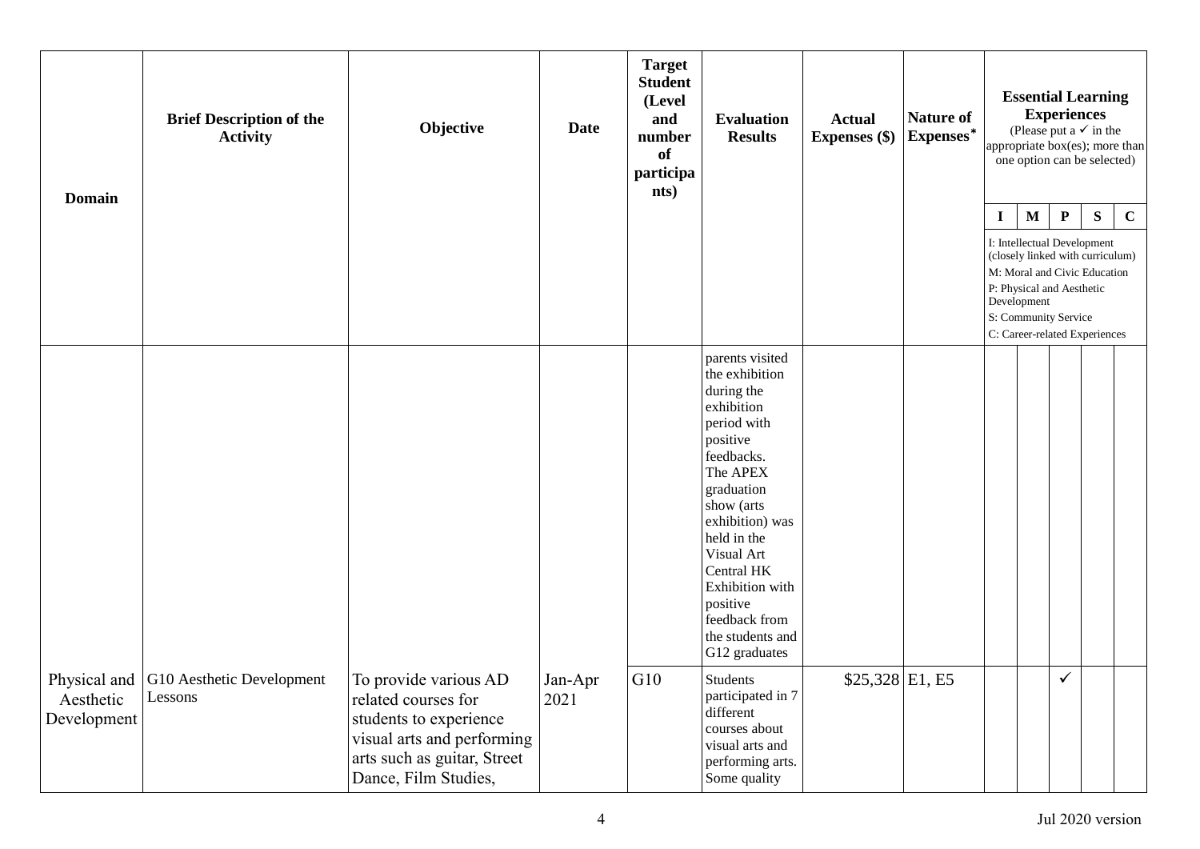| Domain | Brief Description of the Activity | Objective | Date | Target Student (Level and number of participants) | Evaluation Results | Actual Expenses ($) | Nature of Expenses* | Essential Learning Experiences (Please put a ✓ in the appropriate box(es); more than one option can be selected) | | | | |
|---|---|---|---|---|---|---|---|---|---|---|---|---|
| | | | | | | | | I | M | P | S | C |
| | | | | | | | | I: Intellectual Development (closely linked with curriculum) M: Moral and Civic Education P: Physical and Aesthetic Development S: Community Service C: Career-related Experiences | | | | |
| | | | | | parents visited the exhibition during the exhibition period with positive feedbacks. The APEX graduation show (arts exhibition) was held in the Visual Art Central HK Exhibition with positive feedback from the students and G12 graduates | | | | | | | |
| Physical and Aesthetic Development | G10 Aesthetic Development Lessons | To provide various AD related courses for students to experience visual arts and performing arts such as guitar, Street Dance, Film Studies, | Jan-Apr 2021 | G10 | Students participated in 7 different courses about visual arts and performing arts. Some quality | $25,328 | E1, E5 | | | ✓ | | |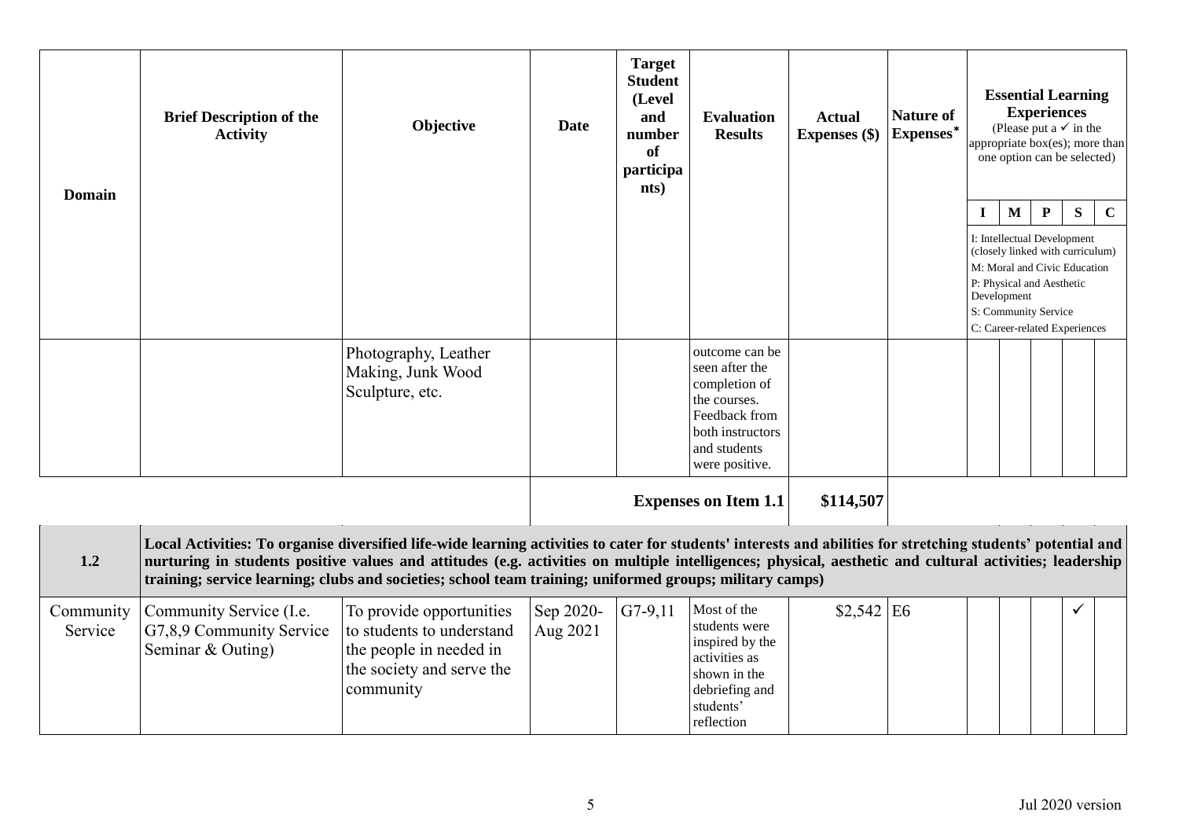| Domain | Brief Description of the Activity | Objective | Date | Target Student (Level and number of participants) | Evaluation Results | Actual Expenses ($) | Nature of Expenses* | Essential Learning Experiences (Please put a ✓ in the appropriate box(es); more than one option can be selected) | | | | |
|---|---|---|---|---|---|---|---|---|---|---|---|---|
| | | | | | | | | I | M | P | S | C |
| | | | | | | | | I: Intellectual Development (closely linked with curriculum) M: Moral and Civic Education P: Physical and Aesthetic Development S: Community Service C: Career-related Experiences | | | | |
| | | Photography, Leather Making, Junk Wood Sculpture, etc. | | | outcome can be seen after the completion of the courses. Feedback from both instructors and students were positive. | | | | | | | |
| | | | | | **Expenses on Item 1.1** | **$114,507** | | | | | | |
| **1.2** | **Local Activities: To organise diversified life-wide learning activities to cater for students' interests and abilities for stretching students' potential and nurturing in students positive values and attitudes (e.g. activities on multiple intelligences; physical, aesthetic and cultural activities; leadership training; service learning; clubs and societies; school team training; uniformed groups; military camps)** | | | | | | | | | | | |
| Community Service | Community Service (I.e. G7,8,9 Community Service Seminar & Outing) | To provide opportunities to students to understand the people in needed in the society and serve the community | Sep 2020-Aug 2021 | G7-9,11 | Most of the students were inspired by the activities as shown in the debriefing and students' reflection | $2,542 | E6 | | | | ✓ | |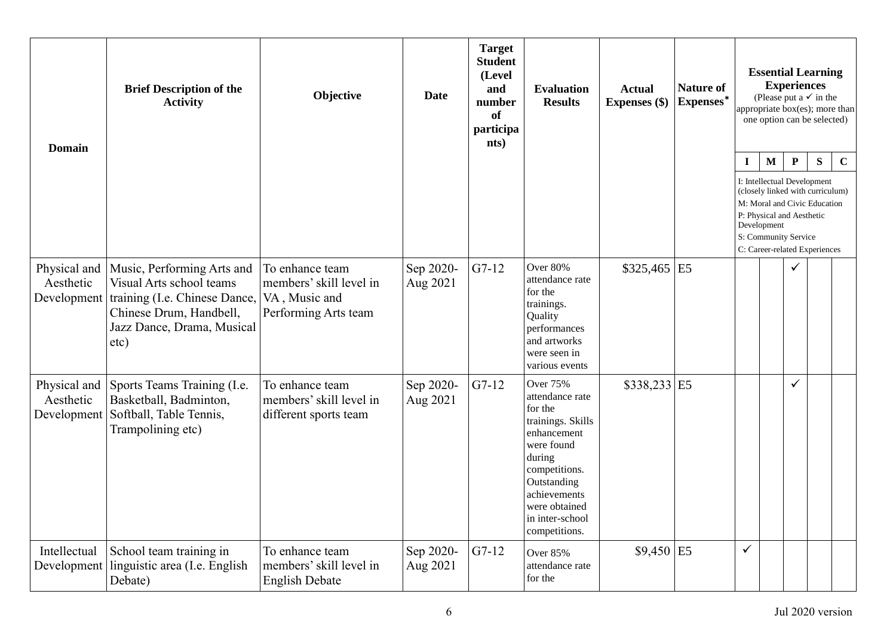| Domain | Brief Description of the Activity | Objective | Date | Target Student (Level and number of participants) | Evaluation Results | Actual Expenses ($) | Nature of Expenses* | Essential Learning Experiences (Please put a ✓ in the appropriate box(es); more than one option can be selected) | | | | |
|---|---|---|---|---|---|---|---|---|---|---|---|---|
| | | | | | | | | I | M | P | S | C |
| | | | | | | | | I: Intellectual Development (closely linked with curriculum) M: Moral and Civic Education P: Physical and Aesthetic Development S: Community Service C: Career-related Experiences | | | | |
| Physical and Aesthetic Development | Music, Performing Arts and Visual Arts school teams training (I.e. Chinese Dance, Chinese Drum, Handbell, Jazz Dance, Drama, Musical etc) | To enhance team members' skill level in VA , Music and Performing Arts team | Sep 2020-Aug 2021 | G7-12 | Over 80% attendance rate for the trainings. Quality performances and artworks were seen in various events | $325,465 | E5 | | | ✓ | | |
| Physical and Aesthetic Development | Sports Teams Training (I.e. Basketball, Badminton, Softball, Table Tennis, Trampolining etc) | To enhance team members' skill level in different sports team | Sep 2020-Aug 2021 | G7-12 | Over 75% attendance rate for the trainings. Skills enhancement were found during competitions. Outstanding achievements were obtained in inter-school competitions. | $338,233 | E5 | | | ✓ | | |
| Intellectual Development | School team training in linguistic area (I.e. English Debate) | To enhance team members' skill level in English Debate | Sep 2020-Aug 2021 | G7-12 | Over 85% attendance rate for the | $9,450 | E5 | ✓ | | | | |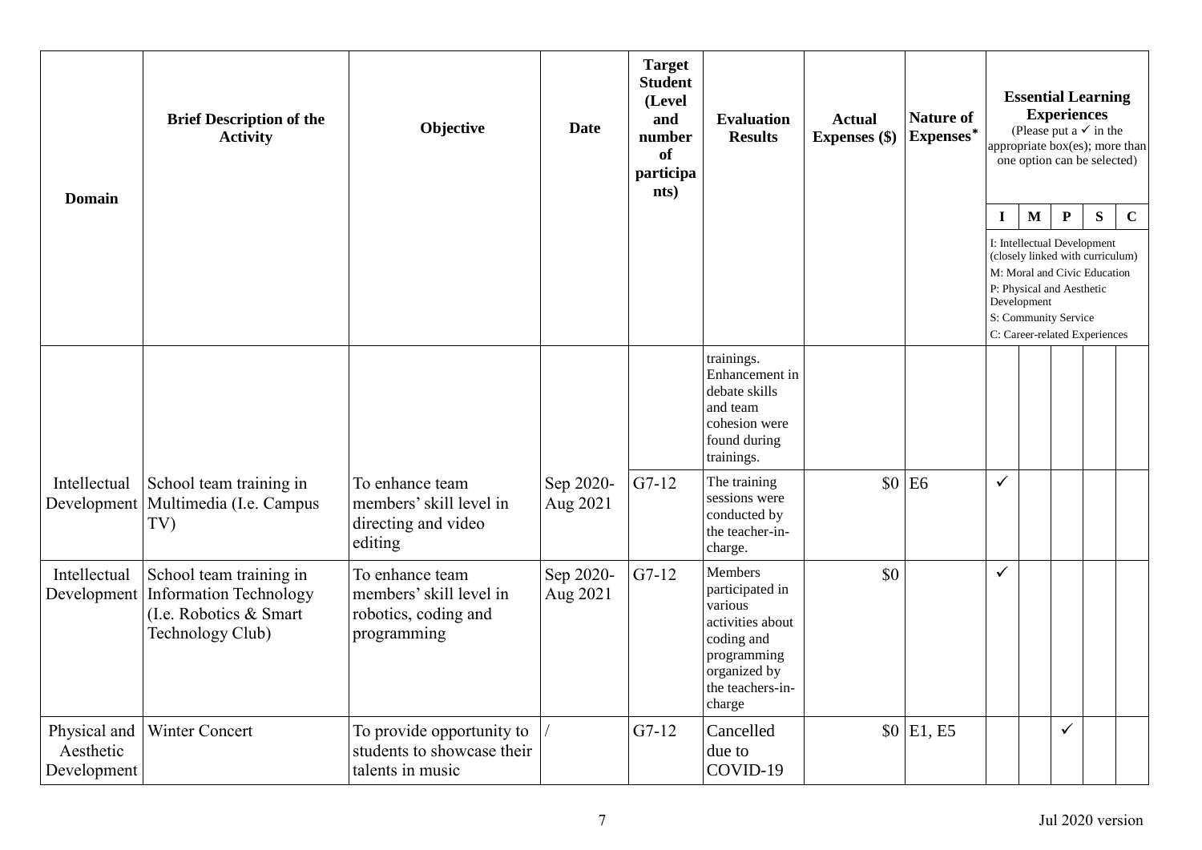| Domain | Brief Description of the Activity | Objective | Date | Target Student (Level and number of participants) | Evaluation Results | Actual Expenses ($) | Nature of Expenses* | Essential Learning Experiences (Please put a ✓ in the appropriate box(es); more than one option can be selected) | | | | |
|---|---|---|---|---|---|---|---|---|---|---|---|---|
| | | | | | | | | I | M | P | S | C |
| | | | | | | | | I: Intellectual Development (closely linked with curriculum)<br>M: Moral and Civic Education<br>P: Physical and Aesthetic Development<br>S: Community Service<br>C: Career-related Experiences | | | | |
| | | | | | trainings. Enhancement in debate skills and team cohesion were found during trainings. | | | | | | | |
| Intellectual Development | School team training in Multimedia (I.e. Campus TV) | To enhance team members' skill level in directing and video editing | Sep 2020-Aug 2021 | G7-12 | The training sessions were conducted by the teacher-in-charge. | $0 | E6 | ✓ | | | | |
| Intellectual Development | School team training in Information Technology (I.e. Robotics & Smart Technology Club) | To enhance team members' skill level in robotics, coding and programming | Sep 2020-Aug 2021 | G7-12 | Members participated in various activities about coding and programming organized by the teachers-in-charge | $0 | | ✓ | | | | |
| Physical and Aesthetic Development | Winter Concert | To provide opportunity to students to showcase their talents in music | / | G7-12 | Cancelled due to COVID-19 | $0 | E1, E5 | | | ✓ | | |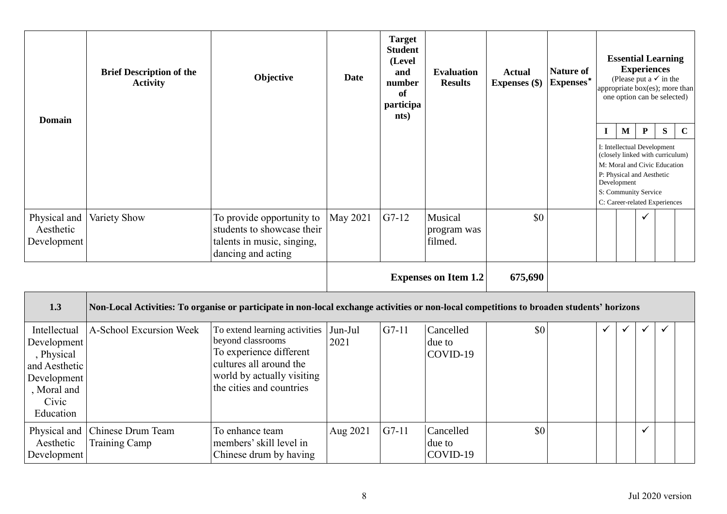| Domain | Brief Description of the Activity | Objective | Date | Target Student (Level and number of participants) | Evaluation Results | Actual Expenses ($) | Nature of Expenses* | Essential Learning Experiences (Please put a ✓ in the appropriate box(es); more than one option can be selected) | | | | |
|---|---|---|---|---|---|---|---|---|---|---|---|---|
| | | | | | | | | I | M | P | S | C |
| | | | | | | | | I: Intellectual Development (closely linked with curriculum) M: Moral and Civic Education P: Physical and Aesthetic Development S: Community Service C: Career-related Experiences | | | | |
| Physical and Aesthetic Development | Variety Show | To provide opportunity to students to showcase their talents in music, singing, dancing and acting | May 2021 | G7-12 | Musical program was filmed. | $0 | | | | ✓ | | |
| | | | | | **Expenses on Item 1.2** | **675,690** | | | | | | |
| **1.3** | **Non-Local Activities: To organise or participate in non-local exchange activities or non-local competitions to broaden students' horizons** | | | | | | | | | | | |
| Intellectual Development, Physical and Aesthetic Development, Moral and Civic Education | A-School Excursion Week | To extend learning activities beyond classrooms To experience different cultures all around the world by actually visiting the cities and countries | Jun-Jul 2021 | G7-11 | Cancelled due to COVID-19 | $0 | | ✓ | ✓ | ✓ | ✓ | |
| Physical and Aesthetic Development | Chinese Drum Team Training Camp | To enhance team members' skill level in Chinese drum by having | Aug 2021 | G7-11 | Cancelled due to COVID-19 | $0 | | | | ✓ | | |

Jul 2020 version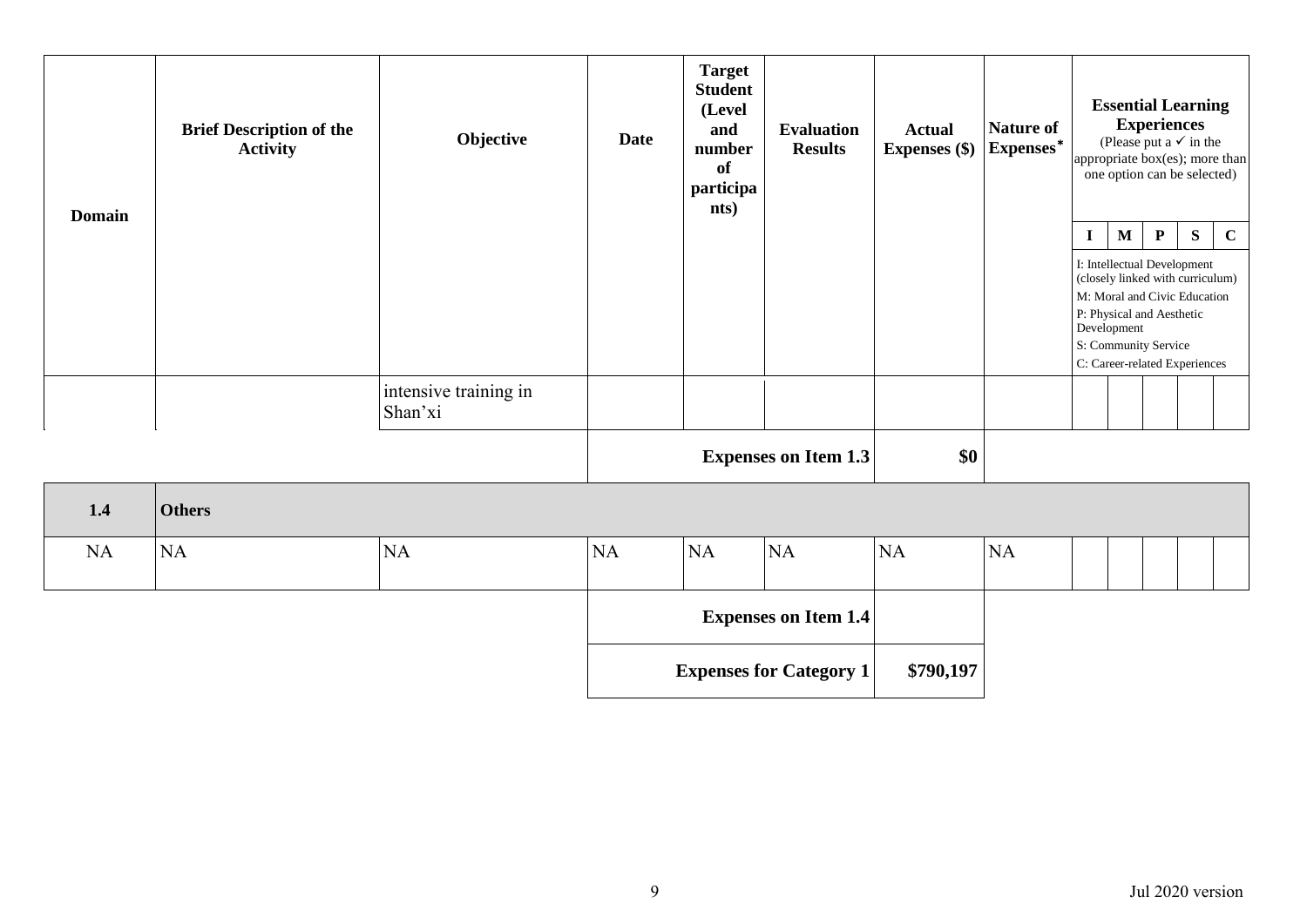| Domain | Brief Description of the Activity | Objective | Date | Target Student (Level and number of participants) | Evaluation Results | Actual Expenses ($) | Nature of Expenses* | Essential Learning Experiences (Please put a ✓ in the appropriate box(es); more than one option can be selected) | | | | |
|---|---|---|---|---|---|---|---|---|---|---|---|---|
| | | | | | | | | I | M | P | S | C |
| | | | | | | | | I: Intellectual Development (closely linked with curriculum) M: Moral and Civic Education P: Physical and Aesthetic Development S: Community Service C: Career-related Experiences | | | | |
| | | intensive training in Shan'xi | | | | | | | | | | |
| | | | **Expenses on Item 1.3** | | | **$0** | | | | | | |
| **1.4** | **Others** | | | | | | | | | | | |
| NA | NA | NA | NA | NA | NA | NA | NA | | | | | |
| | | | **Expenses on Item 1.4** | | | | | | | | | |
| | | | **Expenses for Category 1** | | | **$790,197** | | | | | | |

Jul 2020 version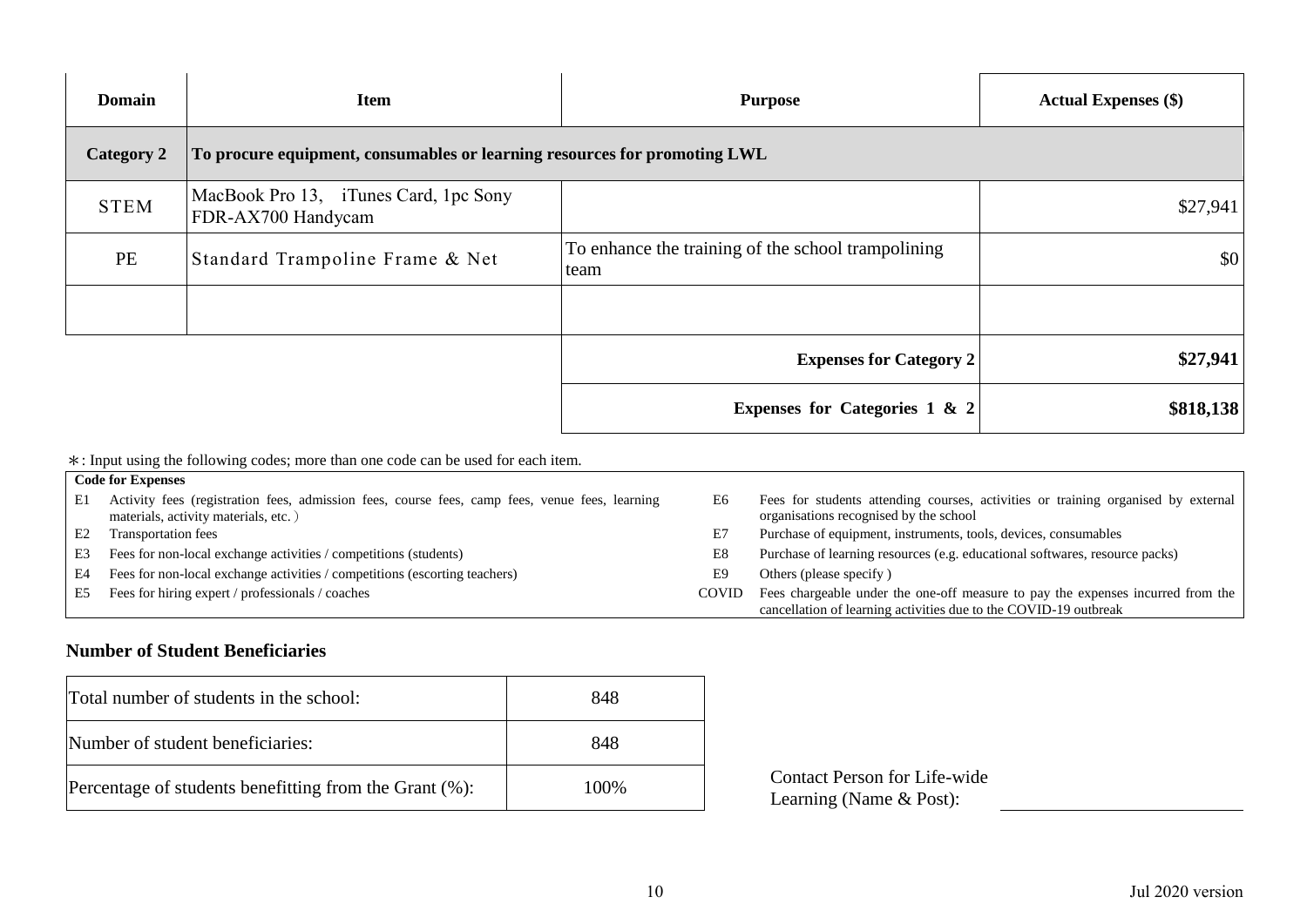| Domain | Item | Purpose | Actual Expenses ($) |
|---|---|---|---|
| **Category 2** | **To procure equipment, consumables or learning resources for promoting LWL** | | |
| STEM | MacBook Pro 13, iTunes Card, 1pc Sony FDR-AX700 Handycam | | $27,941 |
| PE | Standard Trampoline Frame & Net | To enhance the training of the school trampolining team | $0 |
| | | | |
| | | **Expenses for Category 2** | **$27,941** |
| | | **Expenses for Categories 1 & 2** | **$818,138** |

*: Input using the following codes; more than one code can be used for each item.

| **Code for Expenses** | | | |
|---|---|---|---|
| E1 | Activity fees (registration fees, admission fees, course fees, camp fees, venue fees, learning materials, activity materials, etc. ) | E6 | Fees for students attending courses, activities or training organised by external organisations recognised by the school |
| E2 | Transportation fees | E7 | Purchase of equipment, instruments, tools, devices, consumables |
| E3 | Fees for non-local exchange activities / competitions (students) | E8 | Purchase of learning resources (e.g. educational softwares, resource packs) |
| E4 | Fees for non-local exchange activities / competitions (escorting teachers) | E9 | Others (please specify ) |
| E5 | Fees for hiring expert / professionals / coaches | COVID | Fees chargeable under the one-off measure to pay the expenses incurred from the cancellation of learning activities due to the COVID-19 outbreak |

## Number of Student Beneficiaries

| | |
|---|---|
| Total number of students in the school: | 848 |
| Number of student beneficiaries: | 848 |
| Percentage of students benefitting from the Grant (%): | 100% |

Contact Person for Life-wide Learning (Name & Post): ____________________

Jul 2020 version